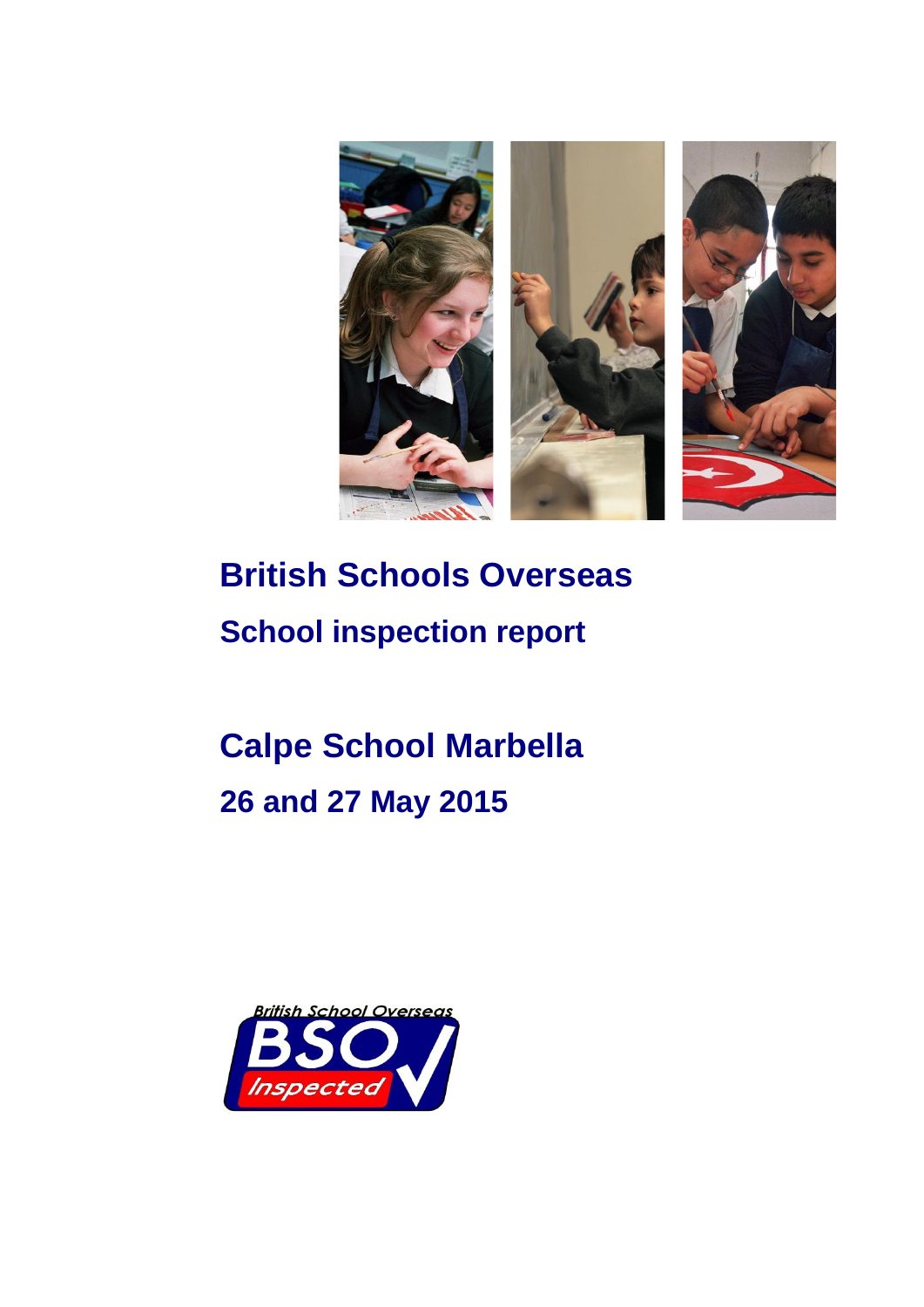# British Schools Overseas

## School inspection report

# Calpe School Marbella

## 26 and 27 May 2015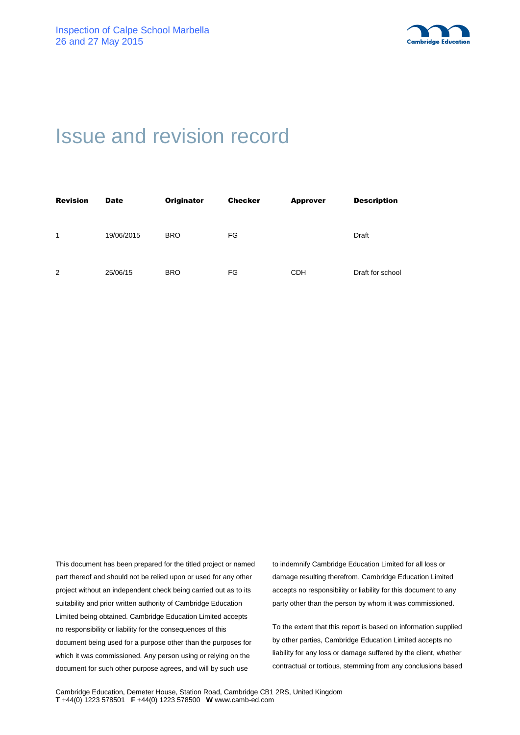# Issue and revision record

| Revision | Date | Originator | Checker | Approver | Description |
|---|---|---|---|---|---|
| 1 | 19/06/2015 | BRO | FG | | Draft |
| 2 | 25/06/15 | BRO | FG | CDH | Draft for school |

This document has been prepared for the titled project or named part thereof and should not be relied upon or used for any other project without an independent check being carried out as to its suitability and prior written authority of Cambridge Education Limited being obtained. Cambridge Education Limited accepts no responsibility or liability for the consequences of this document being used for a purpose other than the purposes for which it was commissioned. Any person using or relying on the document for such other purpose agrees, and will by such use to indemnify Cambridge Education Limited for all loss or damage resulting therefrom. Cambridge Education Limited accepts no responsibility or liability for this document to any party other than the person by whom it was commissioned.

To the extent that this report is based on information supplied by other parties, Cambridge Education Limited accepts no liability for any loss or damage suffered by the client, whether contractual or tortious, stemming from any conclusions based

Cambridge Education, Demeter House, Station Road, Cambridge CB1 2RS, United Kingdom
**T** +44(0) 1223 578501 **F** +44(0) 1223 578500 **W** www.camb-ed.com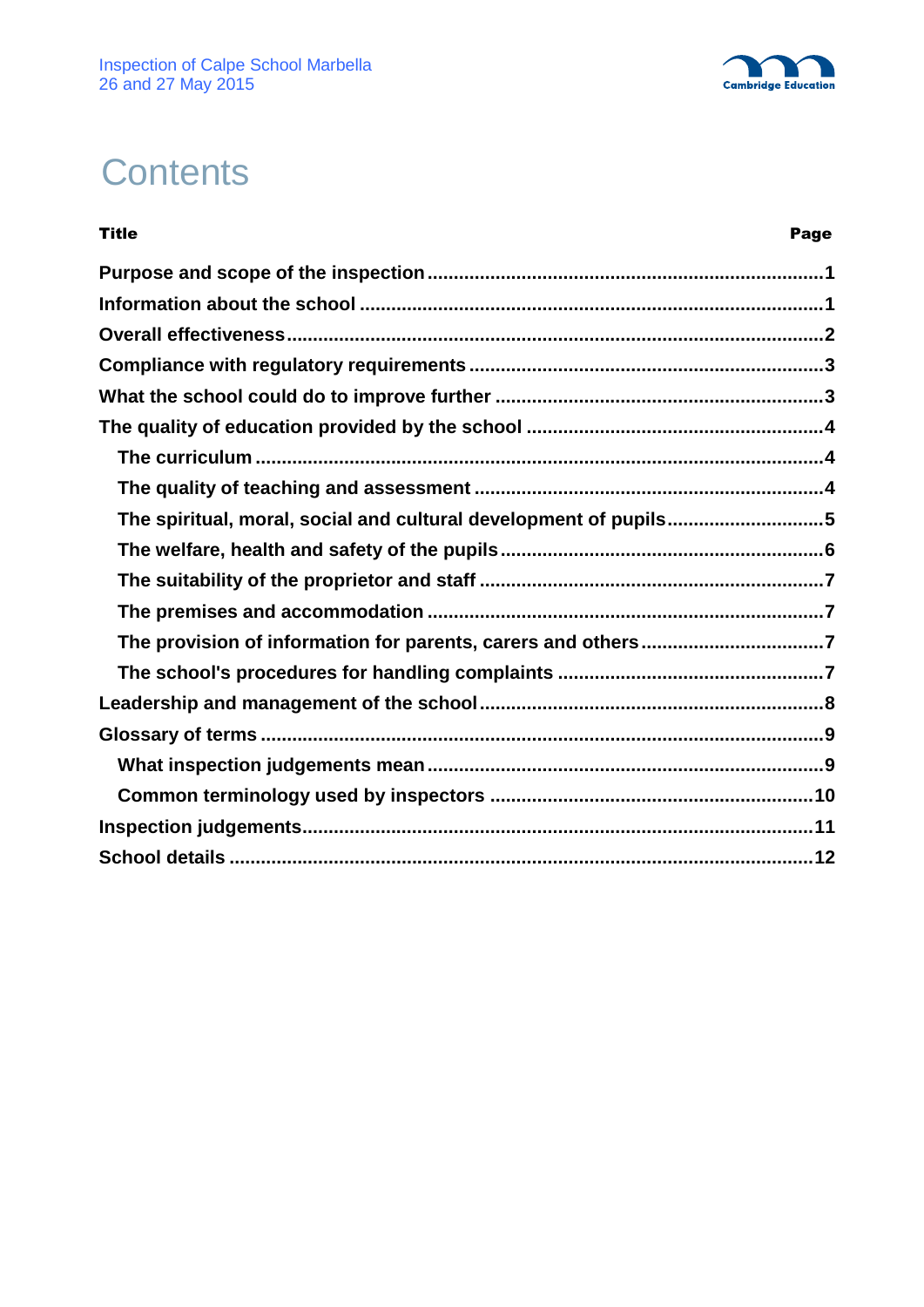# Contents

| Title | Page |
|---|---|
| **Purpose and scope of the inspection** | 1 |
| **Information about the school** | 1 |
| **Overall effectiveness** | 2 |
| **Compliance with regulatory requirements** | 3 |
| **What the school could do to improve further** | 3 |
| **The quality of education provided by the school** | 4 |
| **The curriculum** | 4 |
| **The quality of teaching and assessment** | 4 |
| **The spiritual, moral, social and cultural development of pupils** | 5 |
| **The welfare, health and safety of the pupils** | 6 |
| **The suitability of the proprietor and staff** | 7 |
| **The premises and accommodation** | 7 |
| **The provision of information for parents, carers and others** | 7 |
| **The school's procedures for handling complaints** | 7 |
| **Leadership and management of the school** | 8 |
| **Glossary of terms** | 9 |
| **What inspection judgements mean** | 9 |
| **Common terminology used by inspectors** | 10 |
| **Inspection judgements** | 11 |
| **School details** | 12 |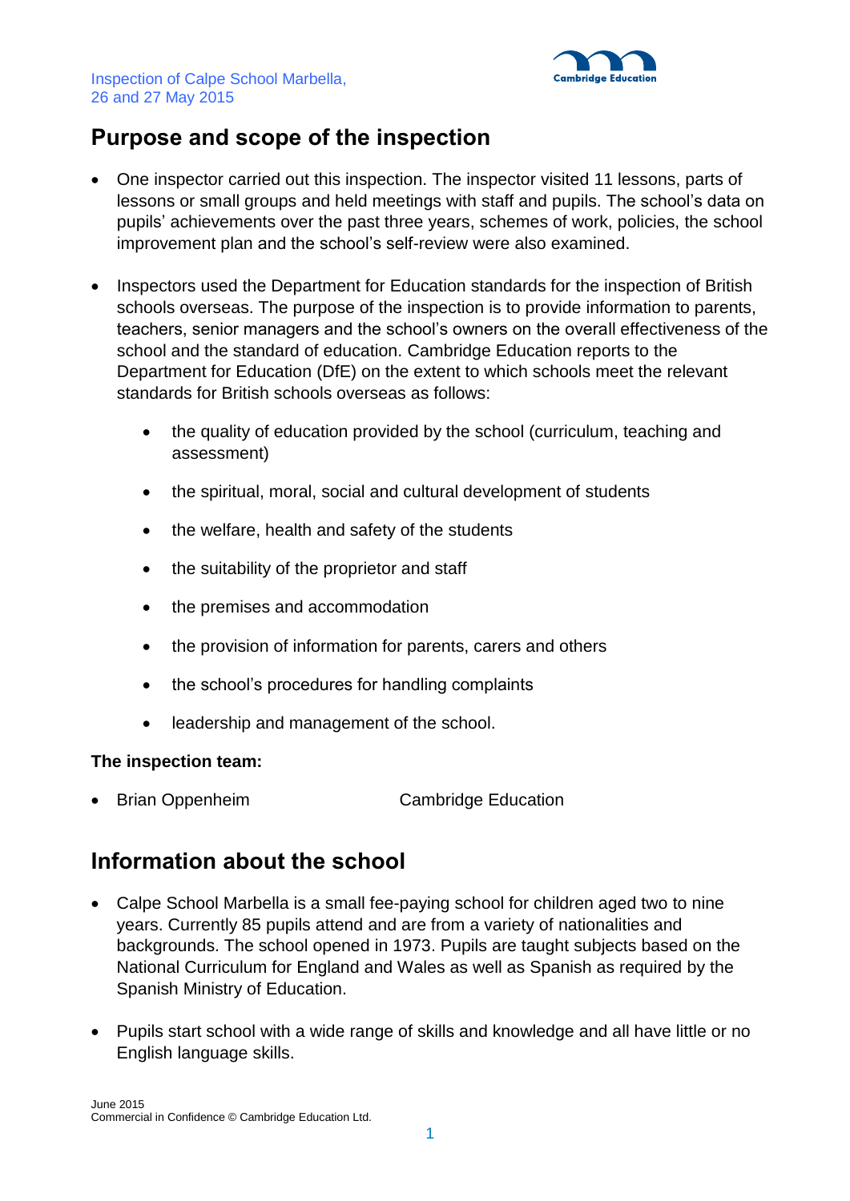## Purpose and scope of the inspection

- One inspector carried out this inspection. The inspector visited 11 lessons, parts of lessons or small groups and held meetings with staff and pupils. The school's data on pupils' achievements over the past three years, schemes of work, policies, the school improvement plan and the school's self-review were also examined.
- Inspectors used the Department for Education standards for the inspection of British schools overseas. The purpose of the inspection is to provide information to parents, teachers, senior managers and the school's owners on the overall effectiveness of the school and the standard of education. Cambridge Education reports to the Department for Education (DfE) on the extent to which schools meet the relevant standards for British schools overseas as follows:
    - the quality of education provided by the school (curriculum, teaching and assessment)
    - the spiritual, moral, social and cultural development of students
    - the welfare, health and safety of the students
    - the suitability of the proprietor and staff
    - the premises and accommodation
    - the provision of information for parents, carers and others
    - the school's procedures for handling complaints
    - leadership and management of the school.

**The inspection team:**

- Brian Oppenheim Cambridge Education

## Information about the school

- Calpe School Marbella is a small fee-paying school for children aged two to nine years. Currently 85 pupils attend and are from a variety of nationalities and backgrounds. The school opened in 1973. Pupils are taught subjects based on the National Curriculum for England and Wales as well as Spanish as required by the Spanish Ministry of Education.
- Pupils start school with a wide range of skills and knowledge and all have little or no English language skills.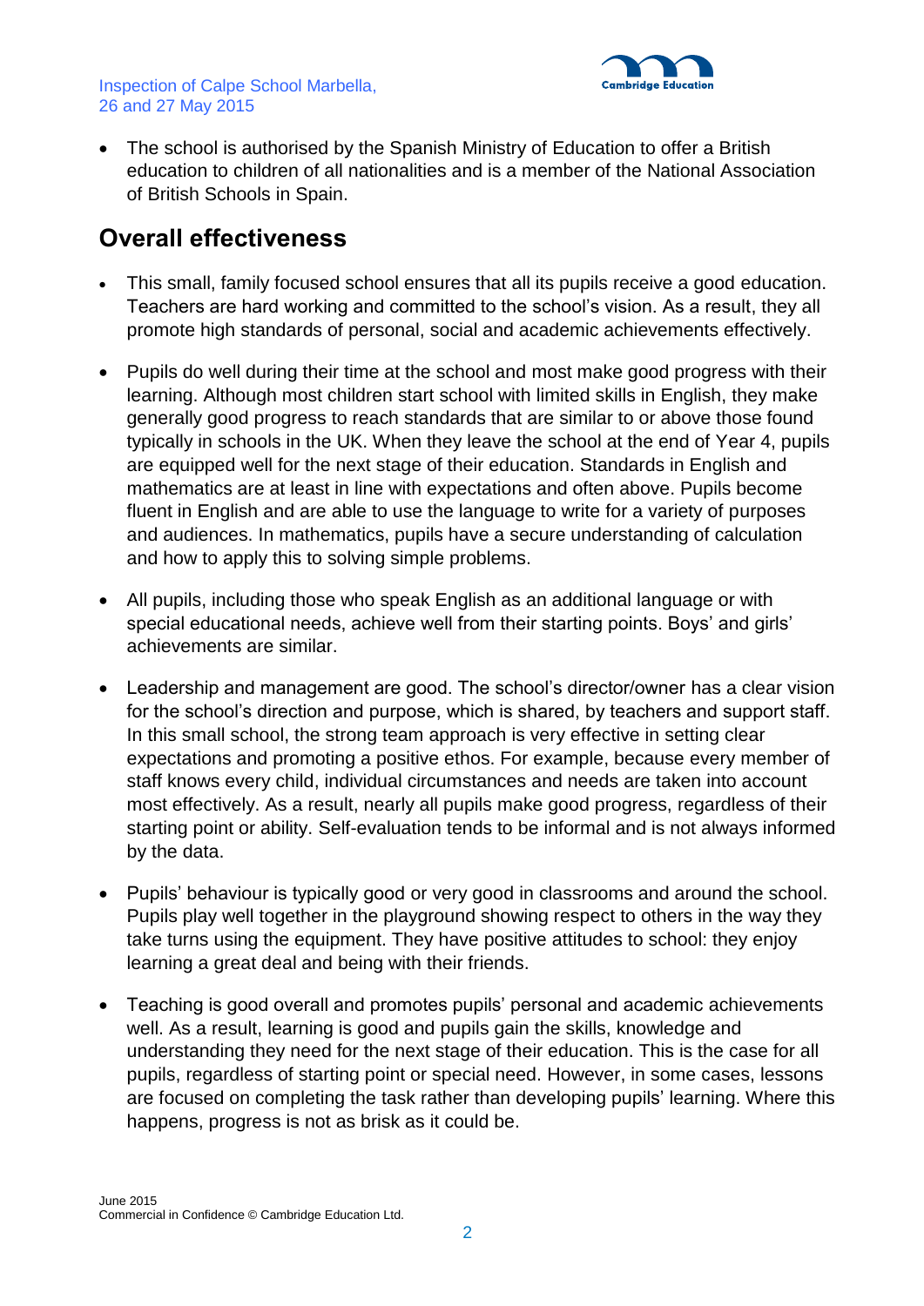- The school is authorised by the Spanish Ministry of Education to offer a British education to children of all nationalities and is a member of the National Association of British Schools in Spain.

## Overall effectiveness

- This small, family focused school ensures that all its pupils receive a good education. Teachers are hard working and committed to the school's vision. As a result, they all promote high standards of personal, social and academic achievements effectively.
- Pupils do well during their time at the school and most make good progress with their learning. Although most children start school with limited skills in English, they make generally good progress to reach standards that are similar to or above those found typically in schools in the UK. When they leave the school at the end of Year 4, pupils are equipped well for the next stage of their education. Standards in English and mathematics are at least in line with expectations and often above. Pupils become fluent in English and are able to use the language to write for a variety of purposes and audiences. In mathematics, pupils have a secure understanding of calculation and how to apply this to solving simple problems.
- All pupils, including those who speak English as an additional language or with special educational needs, achieve well from their starting points. Boys' and girls' achievements are similar.
- Leadership and management are good. The school's director/owner has a clear vision for the school's direction and purpose, which is shared, by teachers and support staff. In this small school, the strong team approach is very effective in setting clear expectations and promoting a positive ethos. For example, because every member of staff knows every child, individual circumstances and needs are taken into account most effectively. As a result, nearly all pupils make good progress, regardless of their starting point or ability. Self-evaluation tends to be informal and is not always informed by the data.
- Pupils' behaviour is typically good or very good in classrooms and around the school. Pupils play well together in the playground showing respect to others in the way they take turns using the equipment. They have positive attitudes to school: they enjoy learning a great deal and being with their friends.
- Teaching is good overall and promotes pupils' personal and academic achievements well. As a result, learning is good and pupils gain the skills, knowledge and understanding they need for the next stage of their education. This is the case for all pupils, regardless of starting point or special need. However, in some cases, lessons are focused on completing the task rather than developing pupils' learning. Where this happens, progress is not as brisk as it could be.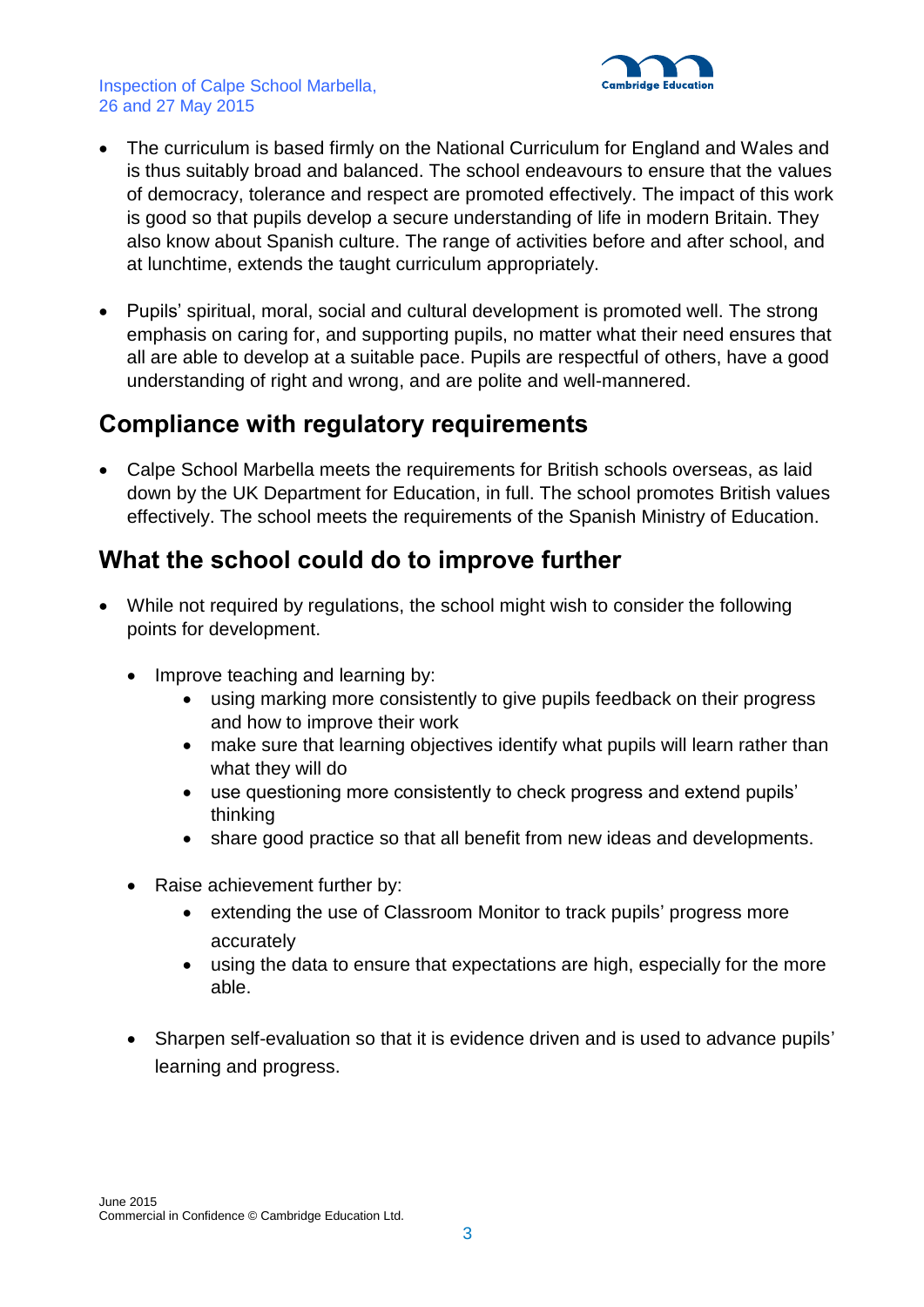- The curriculum is based firmly on the National Curriculum for England and Wales and is thus suitably broad and balanced. The school endeavours to ensure that the values of democracy, tolerance and respect are promoted effectively. The impact of this work is good so that pupils develop a secure understanding of life in modern Britain. They also know about Spanish culture. The range of activities before and after school, and at lunchtime, extends the taught curriculum appropriately.

- Pupils' spiritual, moral, social and cultural development is promoted well. The strong emphasis on caring for, and supporting pupils, no matter what their need ensures that all are able to develop at a suitable pace. Pupils are respectful of others, have a good understanding of right and wrong, and are polite and well-mannered.

## Compliance with regulatory requirements

- Calpe School Marbella meets the requirements for British schools overseas, as laid down by the UK Department for Education, in full. The school promotes British values effectively. The school meets the requirements of the Spanish Ministry of Education.

## What the school could do to improve further

- While not required by regulations, the school might wish to consider the following points for development.

  - Improve teaching and learning by:
    - using marking more consistently to give pupils feedback on their progress and how to improve their work
    - make sure that learning objectives identify what pupils will learn rather than what they will do
    - use questioning more consistently to check progress and extend pupils' thinking
    - share good practice so that all benefit from new ideas and developments.

  - Raise achievement further by:
    - extending the use of Classroom Monitor to track pupils' progress more accurately
    - using the data to ensure that expectations are high, especially for the more able.

  - Sharpen self-evaluation so that it is evidence driven and is used to advance pupils' learning and progress.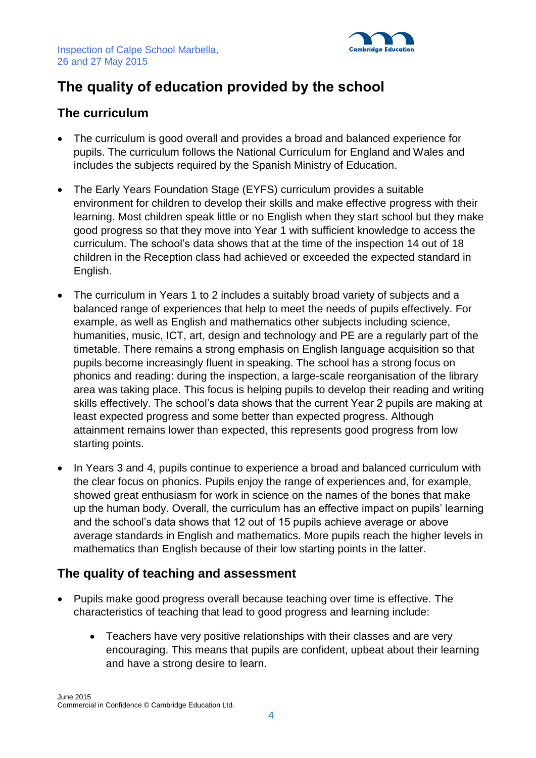# The quality of education provided by the school

## The curriculum

- The curriculum is good overall and provides a broad and balanced experience for pupils. The curriculum follows the National Curriculum for England and Wales and includes the subjects required by the Spanish Ministry of Education.
- The Early Years Foundation Stage (EYFS) curriculum provides a suitable environment for children to develop their skills and make effective progress with their learning. Most children speak little or no English when they start school but they make good progress so that they move into Year 1 with sufficient knowledge to access the curriculum. The school's data shows that at the time of the inspection 14 out of 18 children in the Reception class had achieved or exceeded the expected standard in English.
- The curriculum in Years 1 to 2 includes a suitably broad variety of subjects and a balanced range of experiences that help to meet the needs of pupils effectively. For example, as well as English and mathematics other subjects including science, humanities, music, ICT, art, design and technology and PE are a regularly part of the timetable. There remains a strong emphasis on English language acquisition so that pupils become increasingly fluent in speaking. The school has a strong focus on phonics and reading: during the inspection, a large-scale reorganisation of the library area was taking place. This focus is helping pupils to develop their reading and writing skills effectively. The school's data shows that the current Year 2 pupils are making at least expected progress and some better than expected progress. Although attainment remains lower than expected, this represents good progress from low starting points.
- In Years 3 and 4, pupils continue to experience a broad and balanced curriculum with the clear focus on phonics. Pupils enjoy the range of experiences and, for example, showed great enthusiasm for work in science on the names of the bones that make up the human body. Overall, the curriculum has an effective impact on pupils' learning and the school's data shows that 12 out of 15 pupils achieve average or above average standards in English and mathematics. More pupils reach the higher levels in mathematics than English because of their low starting points in the latter.

## The quality of teaching and assessment

- Pupils make good progress overall because teaching over time is effective. The characteristics of teaching that lead to good progress and learning include:
  - Teachers have very positive relationships with their classes and are very encouraging. This means that pupils are confident, upbeat about their learning and have a strong desire to learn.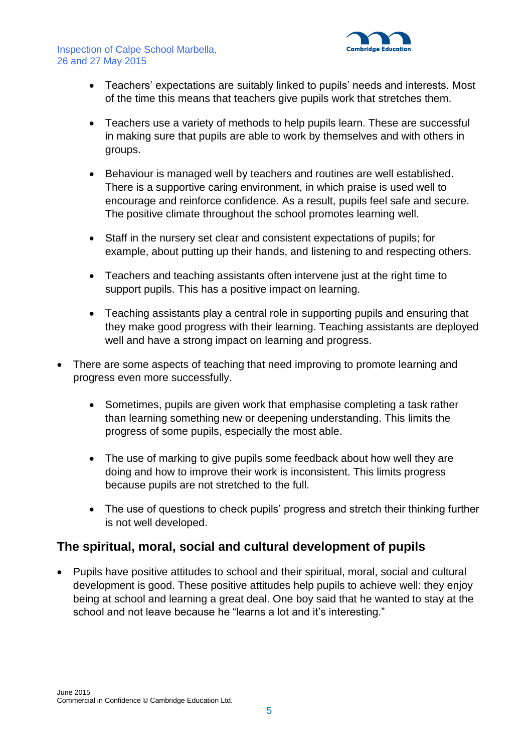- Teachers' expectations are suitably linked to pupils' needs and interests. Most of the time this means that teachers give pupils work that stretches them.

  - Teachers use a variety of methods to help pupils learn. These are successful in making sure that pupils are able to work by themselves and with others in groups.

  - Behaviour is managed well by teachers and routines are well established. There is a supportive caring environment, in which praise is used well to encourage and reinforce confidence. As a result, pupils feel safe and secure. The positive climate throughout the school promotes learning well.

  - Staff in the nursery set clear and consistent expectations of pupils; for example, about putting up their hands, and listening to and respecting others.

  - Teachers and teaching assistants often intervene just at the right time to support pupils. This has a positive impact on learning.

  - Teaching assistants play a central role in supporting pupils and ensuring that they make good progress with their learning. Teaching assistants are deployed well and have a strong impact on learning and progress.

- There are some aspects of teaching that need improving to promote learning and progress even more successfully.

  - Sometimes, pupils are given work that emphasise completing a task rather than learning something new or deepening understanding. This limits the progress of some pupils, especially the most able.

  - The use of marking to give pupils some feedback about how well they are doing and how to improve their work is inconsistent. This limits progress because pupils are not stretched to the full.

  - The use of questions to check pupils' progress and stretch their thinking further is not well developed.

## The spiritual, moral, social and cultural development of pupils

- Pupils have positive attitudes to school and their spiritual, moral, social and cultural development is good. These positive attitudes help pupils to achieve well: they enjoy being at school and learning a great deal. One boy said that he wanted to stay at the school and not leave because he "learns a lot and it's interesting."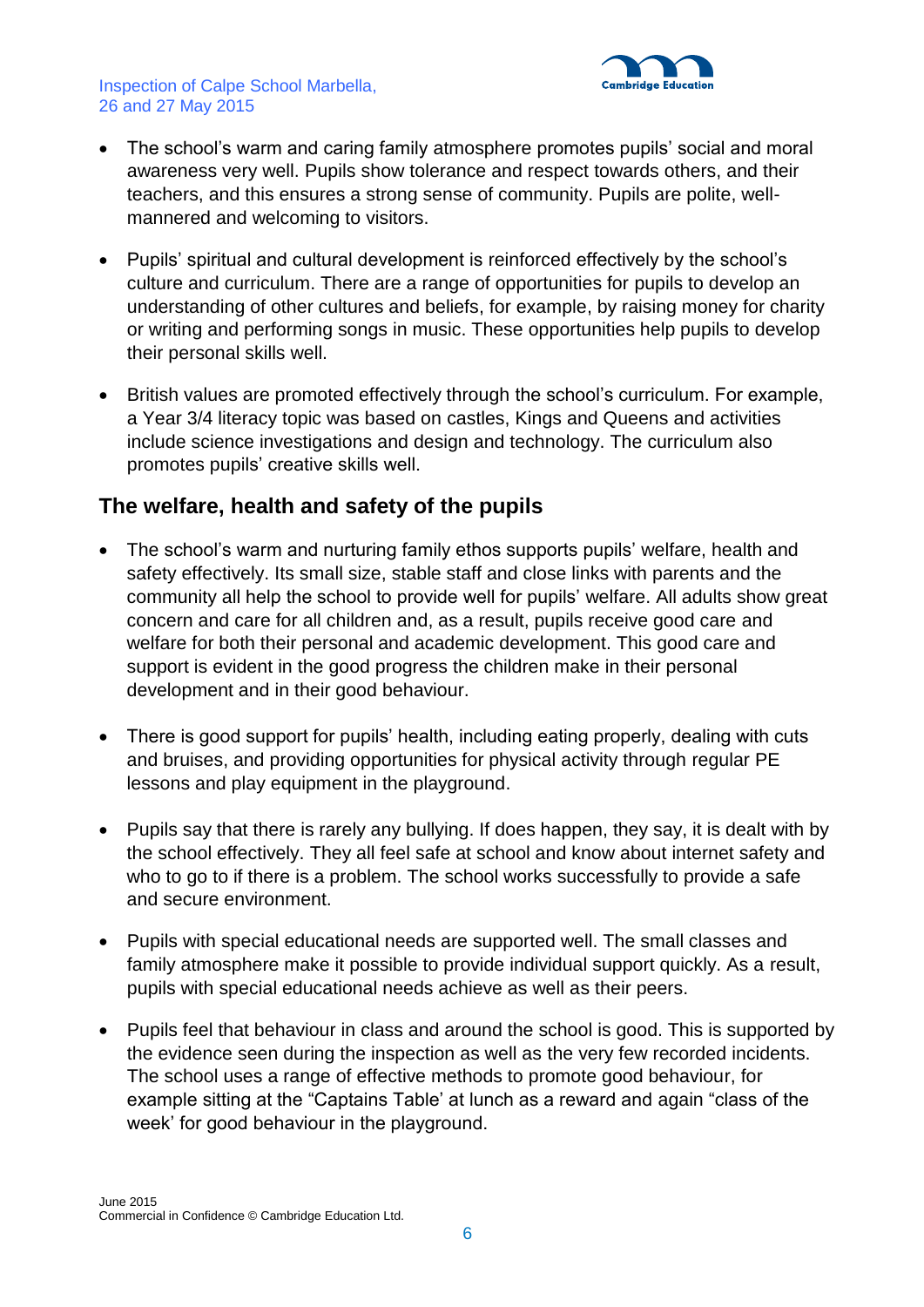- The school's warm and caring family atmosphere promotes pupils' social and moral awareness very well. Pupils show tolerance and respect towards others, and their teachers, and this ensures a strong sense of community. Pupils are polite, well-mannered and welcoming to visitors.

- Pupils' spiritual and cultural development is reinforced effectively by the school's culture and curriculum. There are a range of opportunities for pupils to develop an understanding of other cultures and beliefs, for example, by raising money for charity or writing and performing songs in music. These opportunities help pupils to develop their personal skills well.

- British values are promoted effectively through the school's curriculum. For example, a Year 3/4 literacy topic was based on castles, Kings and Queens and activities include science investigations and design and technology. The curriculum also promotes pupils' creative skills well.

## The welfare, health and safety of the pupils

- The school's warm and nurturing family ethos supports pupils' welfare, health and safety effectively. Its small size, stable staff and close links with parents and the community all help the school to provide well for pupils' welfare. All adults show great concern and care for all children and, as a result, pupils receive good care and welfare for both their personal and academic development. This good care and support is evident in the good progress the children make in their personal development and in their good behaviour.

- There is good support for pupils' health, including eating properly, dealing with cuts and bruises, and providing opportunities for physical activity through regular PE lessons and play equipment in the playground.

- Pupils say that there is rarely any bullying. If does happen, they say, it is dealt with by the school effectively. They all feel safe at school and know about internet safety and who to go to if there is a problem. The school works successfully to provide a safe and secure environment.

- Pupils with special educational needs are supported well. The small classes and family atmosphere make it possible to provide individual support quickly. As a result, pupils with special educational needs achieve as well as their peers.

- Pupils feel that behaviour in class and around the school is good. This is supported by the evidence seen during the inspection as well as the very few recorded incidents. The school uses a range of effective methods to promote good behaviour, for example sitting at the "Captains Table' at lunch as a reward and again "class of the week' for good behaviour in the playground.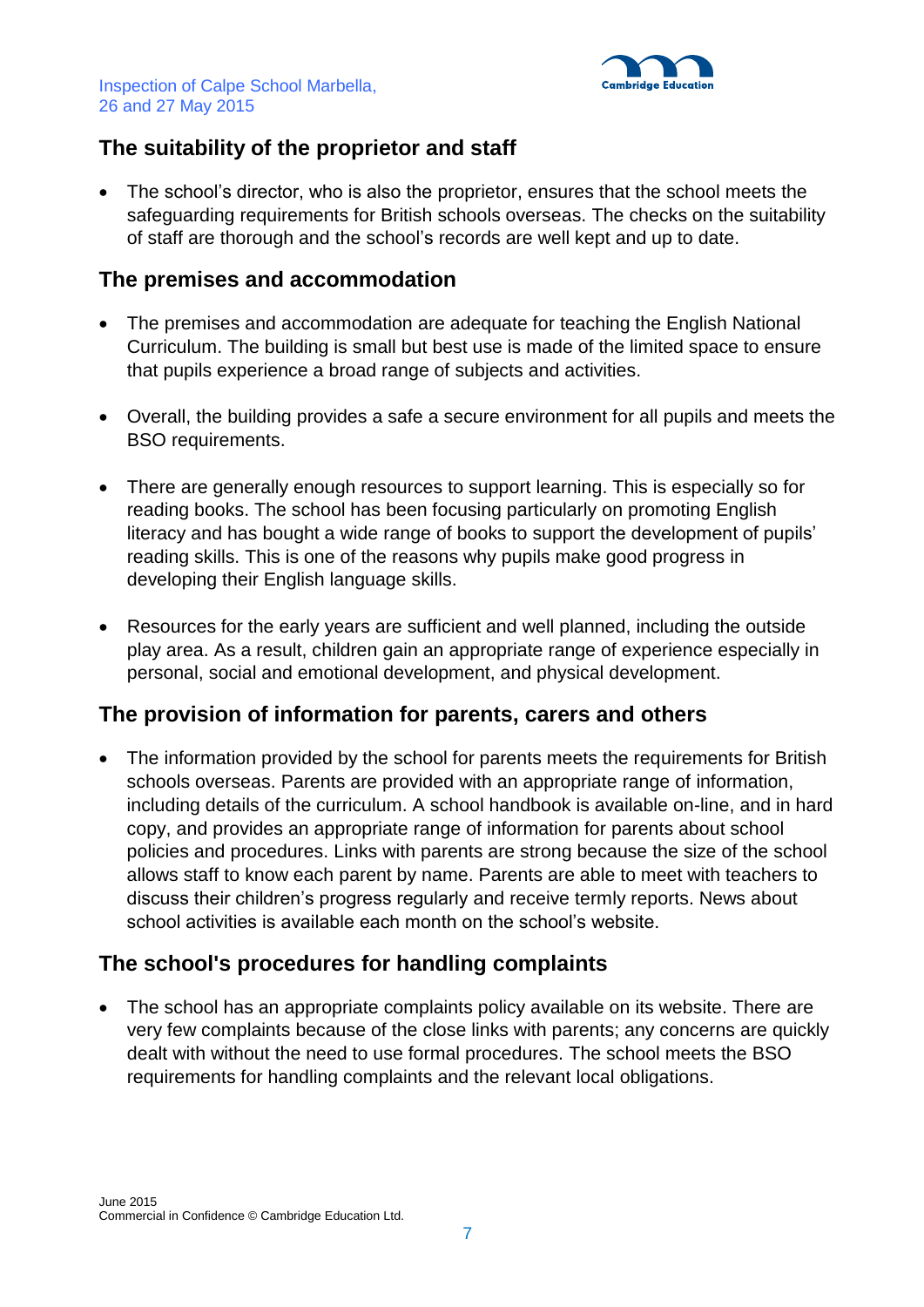## The suitability of the proprietor and staff

- The school's director, who is also the proprietor, ensures that the school meets the safeguarding requirements for British schools overseas. The checks on the suitability of staff are thorough and the school's records are well kept and up to date.

## The premises and accommodation

- The premises and accommodation are adequate for teaching the English National Curriculum. The building is small but best use is made of the limited space to ensure that pupils experience a broad range of subjects and activities.

- Overall, the building provides a safe a secure environment for all pupils and meets the BSO requirements.

- There are generally enough resources to support learning. This is especially so for reading books. The school has been focusing particularly on promoting English literacy and has bought a wide range of books to support the development of pupils' reading skills. This is one of the reasons why pupils make good progress in developing their English language skills.

- Resources for the early years are sufficient and well planned, including the outside play area. As a result, children gain an appropriate range of experience especially in personal, social and emotional development, and physical development.

## The provision of information for parents, carers and others

- The information provided by the school for parents meets the requirements for British schools overseas. Parents are provided with an appropriate range of information, including details of the curriculum. A school handbook is available on-line, and in hard copy, and provides an appropriate range of information for parents about school policies and procedures. Links with parents are strong because the size of the school allows staff to know each parent by name. Parents are able to meet with teachers to discuss their children's progress regularly and receive termly reports. News about school activities is available each month on the school's website.

## The school's procedures for handling complaints

- The school has an appropriate complaints policy available on its website. There are very few complaints because of the close links with parents; any concerns are quickly dealt with without the need to use formal procedures. The school meets the BSO requirements for handling complaints and the relevant local obligations.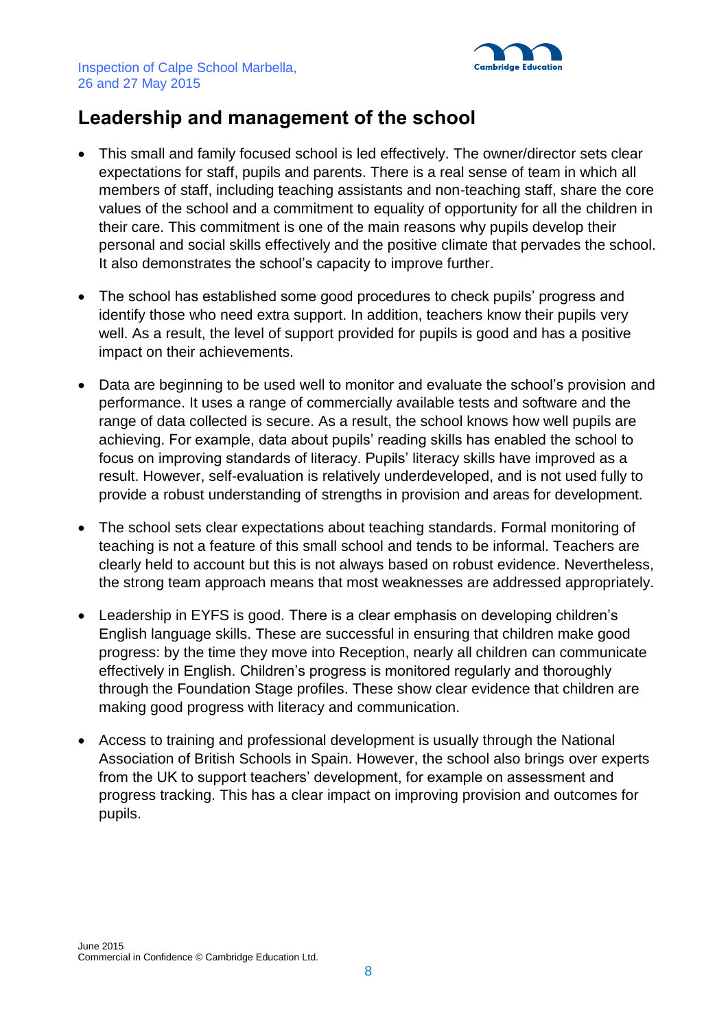## Leadership and management of the school

- This small and family focused school is led effectively. The owner/director sets clear expectations for staff, pupils and parents. There is a real sense of team in which all members of staff, including teaching assistants and non-teaching staff, share the core values of the school and a commitment to equality of opportunity for all the children in their care. This commitment is one of the main reasons why pupils develop their personal and social skills effectively and the positive climate that pervades the school. It also demonstrates the school's capacity to improve further.

- The school has established some good procedures to check pupils' progress and identify those who need extra support. In addition, teachers know their pupils very well. As a result, the level of support provided for pupils is good and has a positive impact on their achievements.

- Data are beginning to be used well to monitor and evaluate the school's provision and performance. It uses a range of commercially available tests and software and the range of data collected is secure. As a result, the school knows how well pupils are achieving. For example, data about pupils' reading skills has enabled the school to focus on improving standards of literacy. Pupils' literacy skills have improved as a result. However, self-evaluation is relatively underdeveloped, and is not used fully to provide a robust understanding of strengths in provision and areas for development.

- The school sets clear expectations about teaching standards. Formal monitoring of teaching is not a feature of this small school and tends to be informal. Teachers are clearly held to account but this is not always based on robust evidence. Nevertheless, the strong team approach means that most weaknesses are addressed appropriately.

- Leadership in EYFS is good. There is a clear emphasis on developing children's English language skills. These are successful in ensuring that children make good progress: by the time they move into Reception, nearly all children can communicate effectively in English. Children's progress is monitored regularly and thoroughly through the Foundation Stage profiles. These show clear evidence that children are making good progress with literacy and communication.

- Access to training and professional development is usually through the National Association of British Schools in Spain. However, the school also brings over experts from the UK to support teachers' development, for example on assessment and progress tracking. This has a clear impact on improving provision and outcomes for pupils.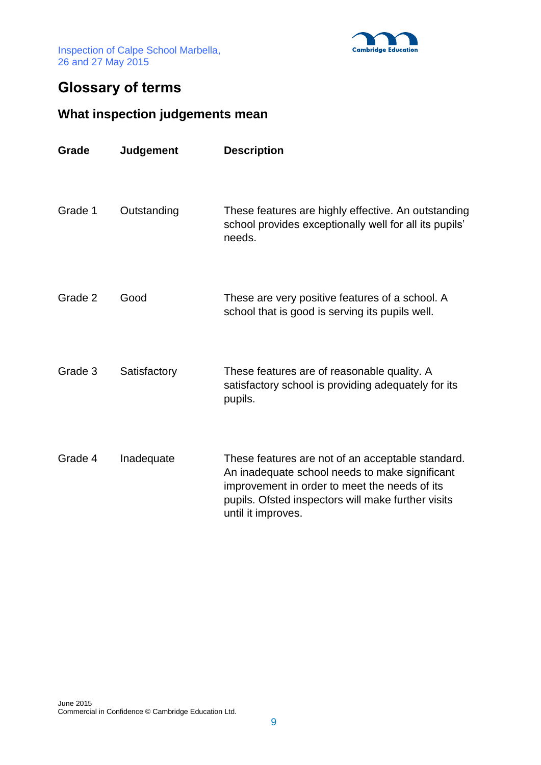## Glossary of terms

### What inspection judgements mean

| Grade | Judgement | Description |
|---|---|---|
| Grade 1 | Outstanding | These features are highly effective. An outstanding school provides exceptionally well for all its pupils' needs. |
| Grade 2 | Good | These are very positive features of a school. A school that is good is serving its pupils well. |
| Grade 3 | Satisfactory | These features are of reasonable quality. A satisfactory school is providing adequately for its pupils. |
| Grade 4 | Inadequate | These features are not of an acceptable standard. An inadequate school needs to make significant improvement in order to meet the needs of its pupils. Ofsted inspectors will make further visits until it improves. |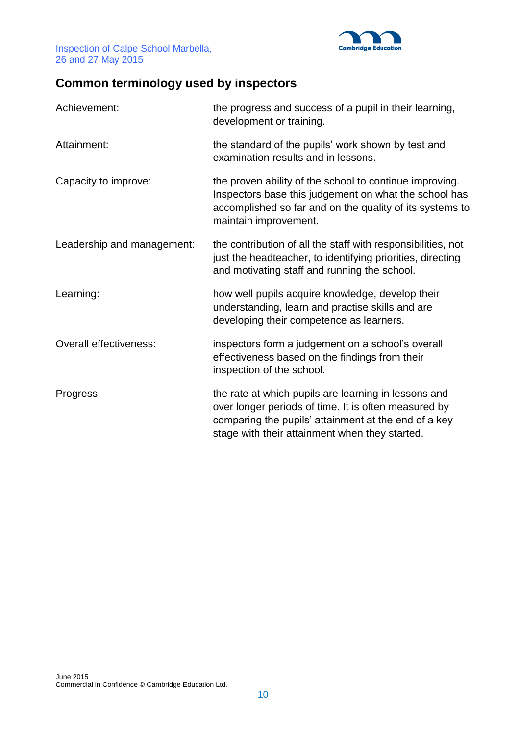## Common terminology used by inspectors

| | |
|---|---|
| Achievement: | the progress and success of a pupil in their learning, development or training. |
| Attainment: | the standard of the pupils' work shown by test and examination results and in lessons. |
| Capacity to improve: | the proven ability of the school to continue improving. Inspectors base this judgement on what the school has accomplished so far and on the quality of its systems to maintain improvement. |
| Leadership and management: | the contribution of all the staff with responsibilities, not just the headteacher, to identifying priorities, directing and motivating staff and running the school. |
| Learning: | how well pupils acquire knowledge, develop their understanding, learn and practise skills and are developing their competence as learners. |
| Overall effectiveness: | inspectors form a judgement on a school's overall effectiveness based on the findings from their inspection of the school. |
| Progress: | the rate at which pupils are learning in lessons and over longer periods of time. It is often measured by comparing the pupils' attainment at the end of a key stage with their attainment when they started. |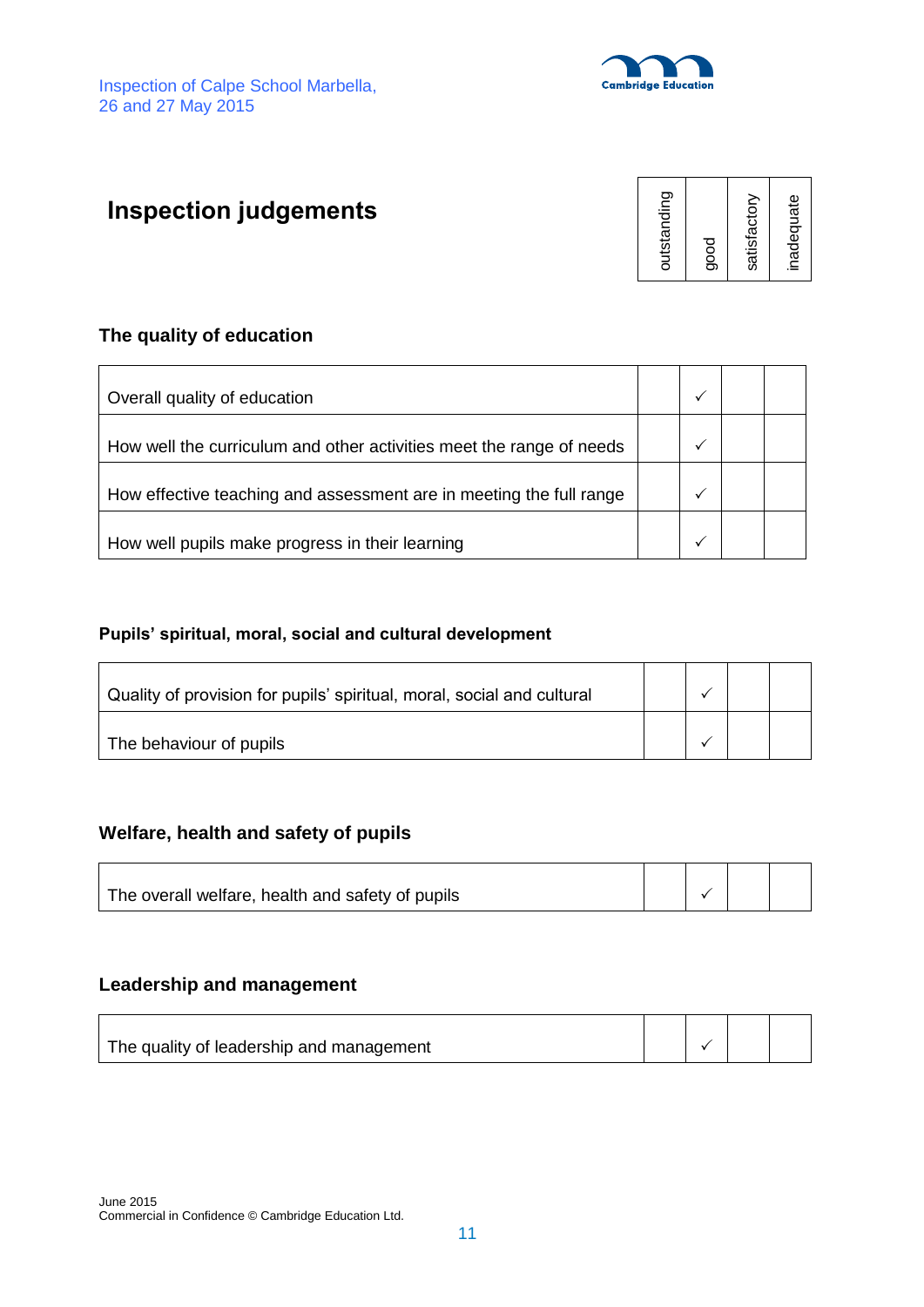# Inspection judgements

## The quality of education

| | outstanding | good | satisfactory | inadequate |
|---|---|---|---|---|
| Overall quality of education | | ✓ | | |
| How well the curriculum and other activities meet the range of needs | | ✓ | | |
| How effective teaching and assessment are in meeting the full range | | ✓ | | |
| How well pupils make progress in their learning | | ✓ | | |

## Pupils' spiritual, moral, social and cultural development

| | outstanding | good | satisfactory | inadequate |
|---|---|---|---|---|
| Quality of provision for pupils' spiritual, moral, social and cultural | | ✓ | | |
| The behaviour of pupils | | ✓ | | |

## Welfare, health and safety of pupils

| | outstanding | good | satisfactory | inadequate |
|---|---|---|---|---|
| The overall welfare, health and safety of pupils | | ✓ | | |

## Leadership and management

| | outstanding | good | satisfactory | inadequate |
|---|---|---|---|---|
| The quality of leadership and management | | ✓ | | |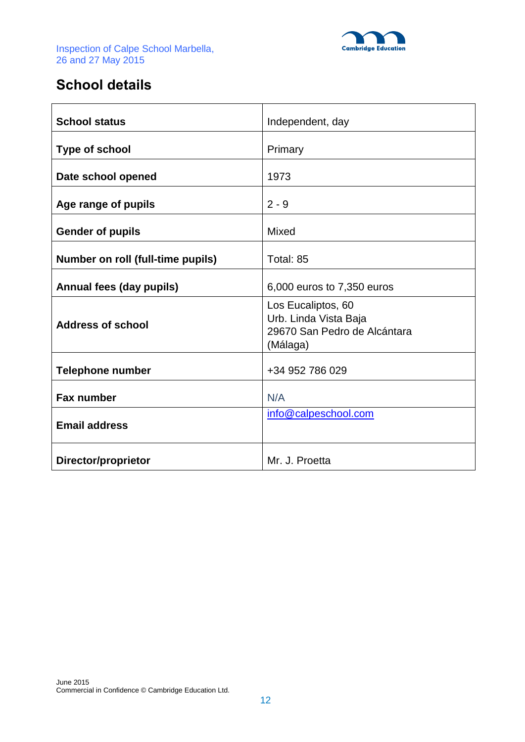## School details

| | |
|---|---|
| **School status** | Independent, day |
| **Type of school** | Primary |
| **Date school opened** | 1973 |
| **Age range of pupils** | 2 - 9 |
| **Gender of pupils** | Mixed |
| **Number on roll (full-time pupils)** | Total: 85 |
| **Annual fees (day pupils)** | 6,000 euros to 7,350 euros |
| **Address of school** | Los Eucaliptos, 60<br>Urb. Linda Vista Baja<br>29670 San Pedro de Alcántara<br>(Málaga) |
| **Telephone number** | +34 952 786 029 |
| **Fax number** | N/A |
| **Email address** | info@calpeschool.com |
| **Director/proprietor** | Mr. J. Proetta |